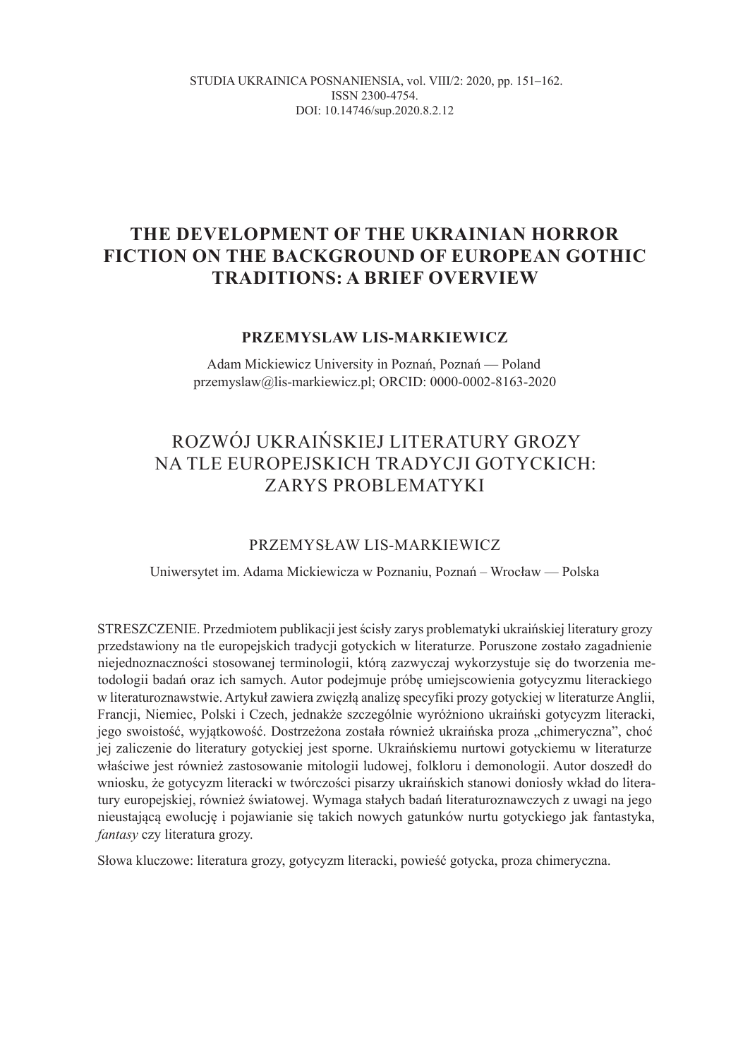STUDIA UKRAINICA POSNANIENSIA, vol. VIII/2: 2020, pp. 151–162.
ISSN 2300-4754.
DOI: 10.14746/sup.2020.8.2.12

# THE DEVELOPMENT OF THE UKRAINIAN HORROR FICTION ON THE BACKGROUND OF EUROPEAN GOTHIC TRADITIONS: A BRIEF OVERVIEW

**PRZEMYSLAW LIS-MARKIEWICZ**

Adam Mickiewicz University in Poznań, Poznań — Poland
przemyslaw@lis-markiewicz.pl; ORCID: 0000-0002-8163-2020

# ROZWÓJ UKRAIŃSKIEJ LITERATURY GROZY NA TLE EUROPEJSKICH TRADYCJI GOTYCKICH: ZARYS PROBLEMATYKI

PRZEMYSŁAW LIS-MARKIEWICZ

Uniwersytet im. Adama Mickiewicza w Poznaniu, Poznań – Wrocław — Polska

STRESZCZENIE. Przedmiotem publikacji jest ścisły zarys problematyki ukraińskiej literatury grozy przedstawiony na tle europejskich tradycji gotyckich w literaturze. Poruszone zostało zagadnienie niejednoznaczności stosowanej terminologii, którą zazwyczaj wykorzystuje się do tworzenia metodologii badań oraz ich samych. Autor podejmuje próbę umiejscowienia gotycyzmu literackiego w literaturoznawstwie. Artykuł zawiera zwięzłą analizę specyfiki prozy gotyckiej w literaturze Anglii, Francji, Niemiec, Polski i Czech, jednakże szczególnie wyróżniono ukraiński gotycyzm literacki, jego swoistość, wyjątkowość. Dostrzeżona została również ukraińska proza „chimeryczna", choć jej zaliczenie do literatury gotyckiej jest sporne. Ukraińskiemu nurtowi gotyckiemu w literaturze właściwe jest również zastosowanie mitologii ludowej, folkloru i demonologii. Autor doszedł do wniosku, że gotycyzm literacki w twórczości pisarzy ukraińskich stanowi doniosły wkład do literatury europejskiej, również światowej. Wymaga stałych badań literaturoznawczych z uwagi na jego nieustającą ewolucję i pojawianie się takich nowych gatunków nurtu gotyckiego jak fantastyka, *fantasy* czy literatura grozy.

Słowa kluczowe: literatura grozy, gotycyzm literacki, powieść gotycka, proza chimeryczna.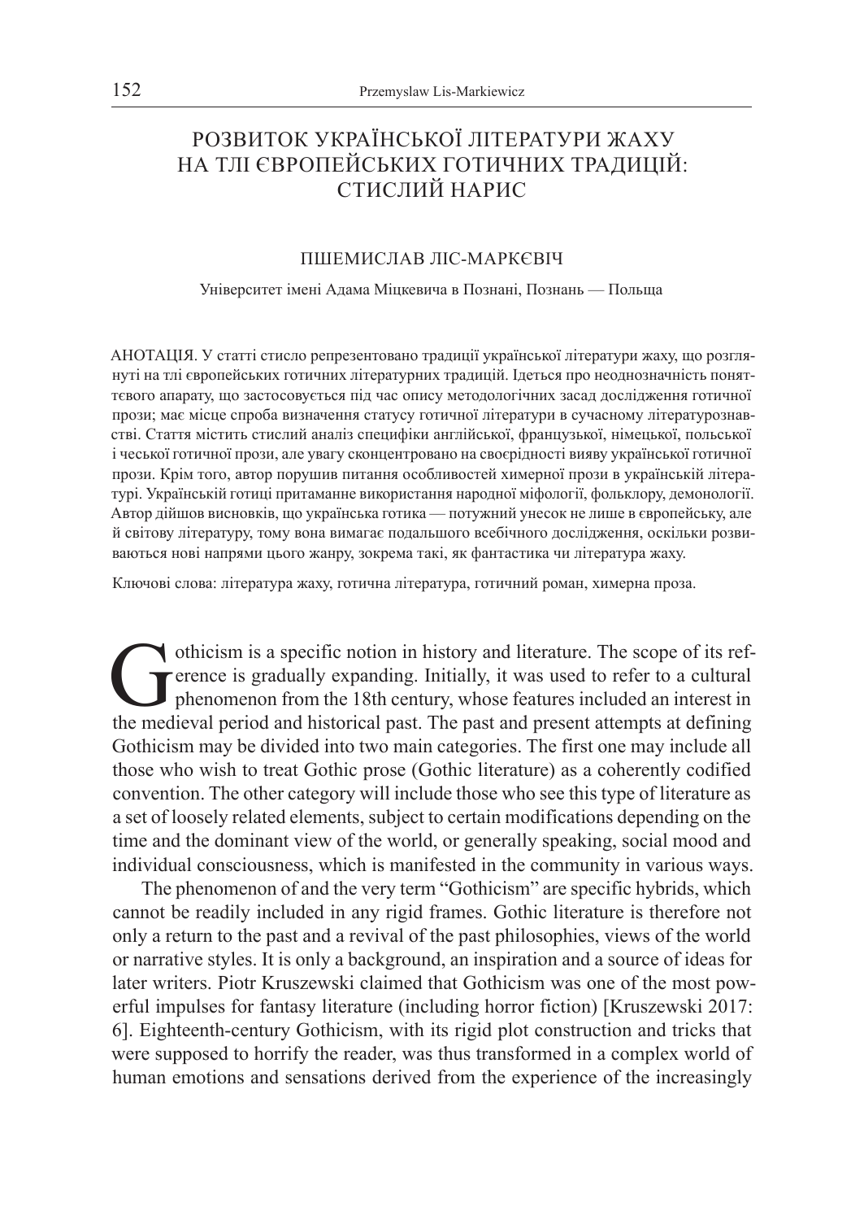# РОЗВИТОК УКРАЇНСЬКОЇ ЛІТЕРАТУРИ ЖАХУ НА ТЛІ ЄВРОПЕЙСЬКИХ ГОТИЧНИХ ТРАДИЦІЙ: СТИСЛИЙ НАРИС

ПШЕМИСЛАВ ЛІС-МАРКЄВІЧ

Університет імені Адама Міцкевича в Познані, Познань — Польща

АНОТАЦІЯ. У статті стисло репрезентовано традиції української літератури жаху, що розглянуті на тлі європейських готичних літературних традицій. Ідеться про неоднозначність понятєвого апарату, що застосовується під час опису методологічних засад дослідження готичної прози; має місце спроба визначення статусу готичної літератури в сучасному літературознавстві. Стаття містить стислий аналіз специфіки англійської, французької, німецької, польської і чеської готичної прози, але увагу сконцентровано на своєрідності вияву української готичної прози. Крім того, автор порушив питання особливостей химерної прози в українській літературі. Українській готиці притаманне використання народної міфології, фольклору, демонології. Автор дійшов висновків, що українська готика — потужний унесок не лише в європейську, але й світову літературу, тому вона вимагає подальшого всебічного дослідження, оскільки розвиваються нові напрями цього жанру, зокрема такі, як фантастика чи література жаху.

Ключові слова: література жаху, готична література, готичний роман, химерна проза.

Gothicism is a specific notion in history and literature. The scope of its reference is gradually expanding. Initially, it was used to refer to a cultural phenomenon from the 18th century, whose features included an interest in the medieval period and historical past. The past and present attempts at defining Gothicism may be divided into two main categories. The first one may include all those who wish to treat Gothic prose (Gothic literature) as a coherently codified convention. The other category will include those who see this type of literature as a set of loosely related elements, subject to certain modifications depending on the time and the dominant view of the world, or generally speaking, social mood and individual consciousness, which is manifested in the community in various ways.

The phenomenon of and the very term "Gothicism" are specific hybrids, which cannot be readily included in any rigid frames. Gothic literature is therefore not only a return to the past and a revival of the past philosophies, views of the world or narrative styles. It is only a background, an inspiration and a source of ideas for later writers. Piotr Kruszewski claimed that Gothicism was one of the most powerful impulses for fantasy literature (including horror fiction) [Kruszewski 2017: 6]. Eighteenth-century Gothicism, with its rigid plot construction and tricks that were supposed to horrify the reader, was thus transformed in a complex world of human emotions and sensations derived from the experience of the increasingly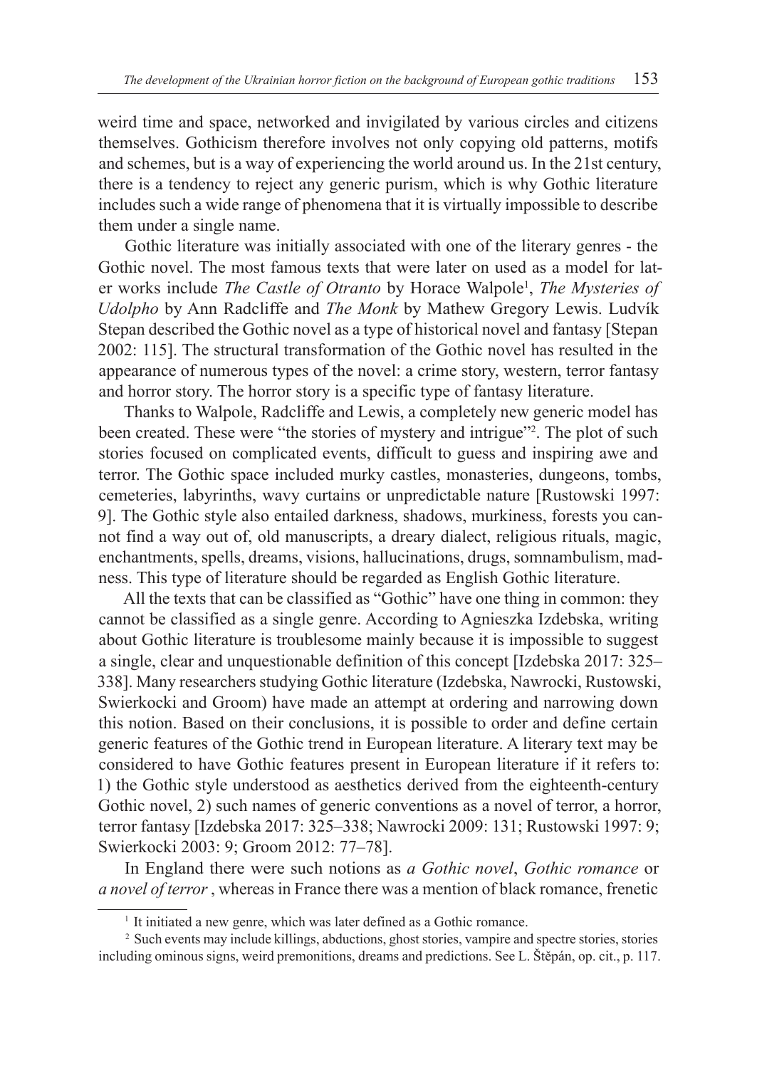weird time and space, networked and invigilated by various circles and citizens themselves. Gothicism therefore involves not only copying old patterns, motifs and schemes, but is a way of experiencing the world around us. In the 21st century, there is a tendency to reject any generic purism, which is why Gothic literature includes such a wide range of phenomena that it is virtually impossible to describe them under a single name.

Gothic literature was initially associated with one of the literary genres - the Gothic novel. The most famous texts that were later on used as a model for later works include *The Castle of Otranto* by Horace Walpole[1], *The Mysteries of Udolpho* by Ann Radcliffe and *The Monk* by Mathew Gregory Lewis. Ludvík Stepan described the Gothic novel as a type of historical novel and fantasy [Stepan 2002: 115]. The structural transformation of the Gothic novel has resulted in the appearance of numerous types of the novel: a crime story, western, terror fantasy and horror story. The horror story is a specific type of fantasy literature.

Thanks to Walpole, Radcliffe and Lewis, a completely new generic model has been created. These were "the stories of mystery and intrigue"[2]. The plot of such stories focused on complicated events, difficult to guess and inspiring awe and terror. The Gothic space included murky castles, monasteries, dungeons, tombs, cemeteries, labyrinths, wavy curtains or unpredictable nature [Rustowski 1997: 9]. The Gothic style also entailed darkness, shadows, murkiness, forests you cannot find a way out of, old manuscripts, a dreary dialect, religious rituals, magic, enchantments, spells, dreams, visions, hallucinations, drugs, somnambulism, madness. This type of literature should be regarded as English Gothic literature.

All the texts that can be classified as "Gothic" have one thing in common: they cannot be classified as a single genre. According to Agnieszka Izdebska, writing about Gothic literature is troublesome mainly because it is impossible to suggest a single, clear and unquestionable definition of this concept [Izdebska 2017: 325–338]. Many researchers studying Gothic literature (Izdebska, Nawrocki, Rustowski, Swierkocki and Groom) have made an attempt at ordering and narrowing down this notion. Based on their conclusions, it is possible to order and define certain generic features of the Gothic trend in European literature. A literary text may be considered to have Gothic features present in European literature if it refers to: 1) the Gothic style understood as aesthetics derived from the eighteenth-century Gothic novel, 2) such names of generic conventions as a novel of terror, a horror, terror fantasy [Izdebska 2017: 325–338; Nawrocki 2009: 131; Rustowski 1997: 9; Swierkocki 2003: 9; Groom 2012: 77–78].

In England there were such notions as *a Gothic novel*, *Gothic romance* or *a novel of terror* , whereas in France there was a mention of black romance, frenetic

---

[1] It initiated a new genre, which was later defined as a Gothic romance.

[2] Such events may include killings, abductions, ghost stories, vampire and spectre stories, stories including ominous signs, weird premonitions, dreams and predictions. See L. Štěpán, op. cit., p. 117.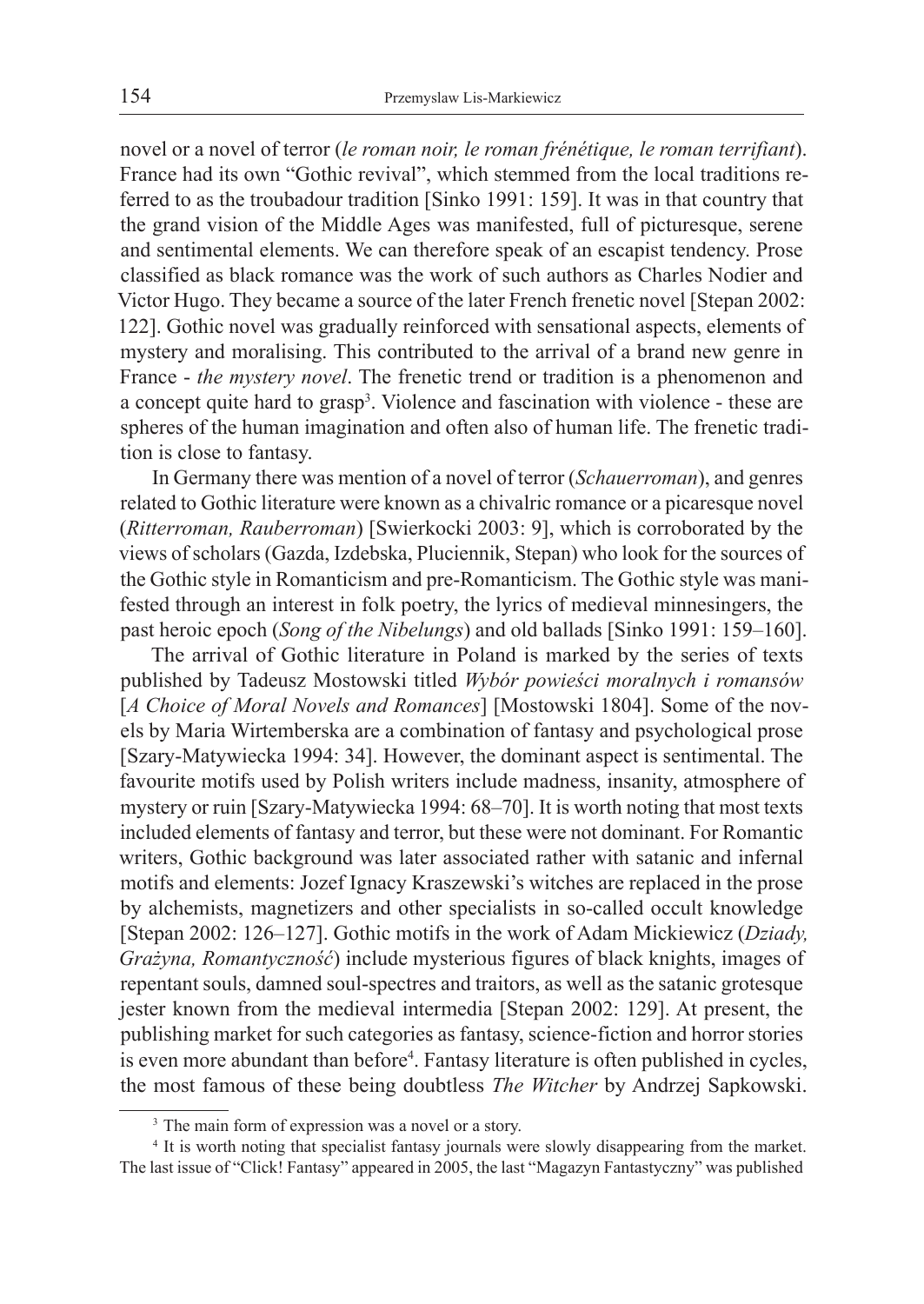novel or a novel of terror (*le roman noir, le roman frénétique, le roman terrifiant*). France had its own "Gothic revival", which stemmed from the local traditions referred to as the troubadour tradition [Sinko 1991: 159]. It was in that country that the grand vision of the Middle Ages was manifested, full of picturesque, serene and sentimental elements. We can therefore speak of an escapist tendency. Prose classified as black romance was the work of such authors as Charles Nodier and Victor Hugo. They became a source of the later French frenetic novel [Stepan 2002: 122]. Gothic novel was gradually reinforced with sensational aspects, elements of mystery and moralising. This contributed to the arrival of a brand new genre in France - *the mystery novel*. The frenetic trend or tradition is a phenomenon and a concept quite hard to grasp[3]. Violence and fascination with violence - these are spheres of the human imagination and often also of human life. The frenetic tradition is close to fantasy.

In Germany there was mention of a novel of terror (*Schauerroman*), and genres related to Gothic literature were known as a chivalric romance or a picaresque novel (*Ritterroman, Rauberroman*) [Swierkocki 2003: 9], which is corroborated by the views of scholars (Gazda, Izdebska, Pluciennik, Stepan) who look for the sources of the Gothic style in Romanticism and pre-Romanticism. The Gothic style was manifested through an interest in folk poetry, the lyrics of medieval minnesingers, the past heroic epoch (*Song of the Nibelungs*) and old ballads [Sinko 1991: 159–160].

The arrival of Gothic literature in Poland is marked by the series of texts published by Tadeusz Mostowski titled *Wybór powieści moralnych i romansów* [*A Choice of Moral Novels and Romances*] [Mostowski 1804]. Some of the novels by Maria Wirtemberska are a combination of fantasy and psychological prose [Szary-Matywiecka 1994: 34]. However, the dominant aspect is sentimental. The favourite motifs used by Polish writers include madness, insanity, atmosphere of mystery or ruin [Szary-Matywiecka 1994: 68–70]. It is worth noting that most texts included elements of fantasy and terror, but these were not dominant. For Romantic writers, Gothic background was later associated rather with satanic and infernal motifs and elements: Jozef Ignacy Kraszewski's witches are replaced in the prose by alchemists, magnetizers and other specialists in so-called occult knowledge [Stepan 2002: 126–127]. Gothic motifs in the work of Adam Mickiewicz (*Dziady, Grażyna, Romantyczność*) include mysterious figures of black knights, images of repentant souls, damned soul-spectres and traitors, as well as the satanic grotesque jester known from the medieval intermedia [Stepan 2002: 129]. At present, the publishing market for such categories as fantasy, science-fiction and horror stories is even more abundant than before[4]. Fantasy literature is often published in cycles, the most famous of these being doubtless *The Witcher* by Andrzej Sapkowski.

---

[3] The main form of expression was a novel or a story.

[4] It is worth noting that specialist fantasy journals were slowly disappearing from the market. The last issue of "Click! Fantasy" appeared in 2005, the last "Magazyn Fantastyczny" was published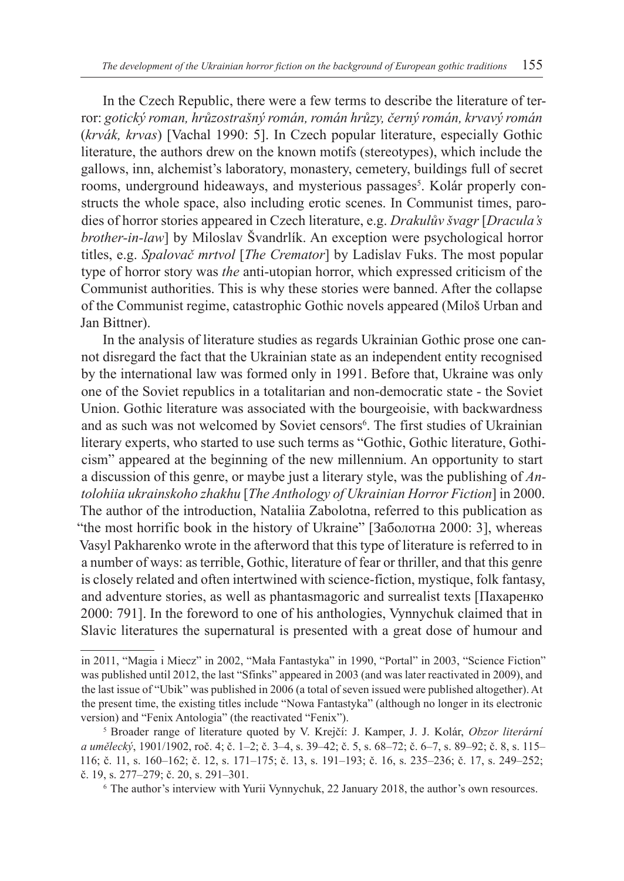In the Czech Republic, there were a few terms to describe the literature of terror: *gotický roman, hrůzostrašný román, román hrůzy, černý román, krvavý román* (*krvák, krvas*) [Vachal 1990: 5]. In Czech popular literature, especially Gothic literature, the authors drew on the known motifs (stereotypes), which include the gallows, inn, alchemist's laboratory, monastery, cemetery, buildings full of secret rooms, underground hideaways, and mysterious passages[5]. Kolár properly constructs the whole space, also including erotic scenes. In Communist times, parodies of horror stories appeared in Czech literature, e.g. *Drakulův švagr* [*Dracula's brother-in-law*] by Miloslav Švandrlík. An exception were psychological horror titles, e.g. *Spalovač mrtvol* [*The Cremator*] by Ladislav Fuks. The most popular type of horror story was *the* anti-utopian horror, which expressed criticism of the Communist authorities. This is why these stories were banned. After the collapse of the Communist regime, catastrophic Gothic novels appeared (Miloš Urban and Jan Bittner).

In the analysis of literature studies as regards Ukrainian Gothic prose one cannot disregard the fact that the Ukrainian state as an independent entity recognised by the international law was formed only in 1991. Before that, Ukraine was only one of the Soviet republics in a totalitarian and non-democratic state - the Soviet Union. Gothic literature was associated with the bourgeoisie, with backwardness and as such was not welcomed by Soviet censors[6]. The first studies of Ukrainian literary experts, who started to use such terms as "Gothic, Gothic literature, Gothicism" appeared at the beginning of the new millennium. An opportunity to start a discussion of this genre, or maybe just a literary style, was the publishing of *Antolohiia ukrainskoho zhakhu* [*The Anthology of Ukrainian Horror Fiction*] in 2000. The author of the introduction, Nataliia Zabolotna, referred to this publication as "the most horrific book in the history of Ukraine" [Заболотна 2000: 3], whereas Vasyl Pakharenko wrote in the afterword that this type of literature is referred to in a number of ways: as terrible, Gothic, literature of fear or thriller, and that this genre is closely related and often intertwined with science-fiction, mystique, folk fantasy, and adventure stories, as well as phantasmagoric and surrealist texts [Пахаренко 2000: 791]. In the foreword to one of his anthologies, Vynnychuk claimed that in Slavic literatures the supernatural is presented with a great dose of humour and

---

in 2011, "Magia i Miecz" in 2002, "Mała Fantastyka" in 1990, "Portal" in 2003, "Science Fiction" was published until 2012, the last "Sfinks" appeared in 2003 (and was later reactivated in 2009), and the last issue of "Ubik" was published in 2006 (a total of seven issued were published altogether). At the present time, the existing titles include "Nowa Fantastyka" (although no longer in its electronic version) and "Fenix Antologia" (the reactivated "Fenix").

[5] Broader range of literature quoted by V. Krejčí: J. Kamper, J. J. Kolár, *Obzor literární a umělecký*, 1901/1902, roč. 4; č. 1–2; č. 3–4, s. 39–42; č. 5, s. 68–72; č. 6–7, s. 89–92; č. 8, s. 115–116; č. 11, s. 160–162; č. 12, s. 171–175; č. 13, s. 191–193; č. 16, s. 235–236; č. 17, s. 249–252; č. 19, s. 277–279; č. 20, s. 291–301.

[6] The author's interview with Yurii Vynnychuk, 22 January 2018, the author's own resources.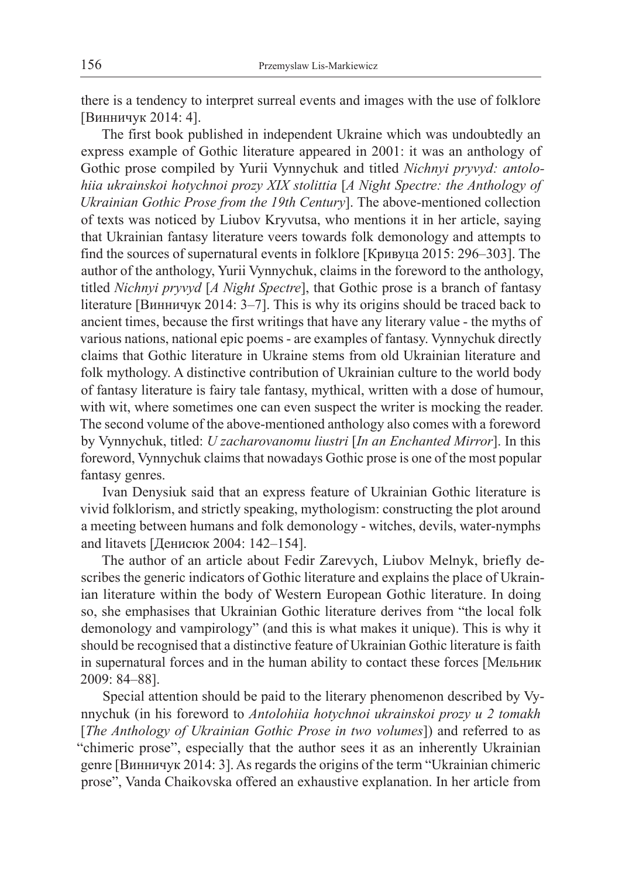there is a tendency to interpret surreal events and images with the use of folklore [Винничук 2014: 4].

The first book published in independent Ukraine which was undoubtedly an express example of Gothic literature appeared in 2001: it was an anthology of Gothic prose compiled by Yurii Vynnychuk and titled *Nichnyi pryvyd: antolohiia ukrainskoi hotychnoi prozy XIX stolittia* [*A Night Spectre: the Anthology of Ukrainian Gothic Prose from the 19th Century*]. The above-mentioned collection of texts was noticed by Liubov Kryvutsa, who mentions it in her article, saying that Ukrainian fantasy literature veers towards folk demonology and attempts to find the sources of supernatural events in folklore [Кривуца 2015: 296–303]. The author of the anthology, Yurii Vynnychuk, claims in the foreword to the anthology, titled *Nichnyi pryvyd* [*A Night Spectre*], that Gothic prose is a branch of fantasy literature [Винничук 2014: 3–7]. This is why its origins should be traced back to ancient times, because the first writings that have any literary value - the myths of various nations, national epic poems - are examples of fantasy. Vynnychuk directly claims that Gothic literature in Ukraine stems from old Ukrainian literature and folk mythology. A distinctive contribution of Ukrainian culture to the world body of fantasy literature is fairy tale fantasy, mythical, written with a dose of humour, with wit, where sometimes one can even suspect the writer is mocking the reader. The second volume of the above-mentioned anthology also comes with a foreword by Vynnychuk, titled: *U zacharovanomu liustri* [*In an Enchanted Mirror*]. In this foreword, Vynnychuk claims that nowadays Gothic prose is one of the most popular fantasy genres.

Ivan Denysiuk said that an express feature of Ukrainian Gothic literature is vivid folklorism, and strictly speaking, mythologism: constructing the plot around a meeting between humans and folk demonology - witches, devils, water-nymphs and litavets [Денисюк 2004: 142–154].

The author of an article about Fedir Zarevych, Liubov Melnyk, briefly describes the generic indicators of Gothic literature and explains the place of Ukrainian literature within the body of Western European Gothic literature. In doing so, she emphasises that Ukrainian Gothic literature derives from "the local folk demonology and vampirology" (and this is what makes it unique). This is why it should be recognised that a distinctive feature of Ukrainian Gothic literature is faith in supernatural forces and in the human ability to contact these forces [Мельник 2009: 84–88].

Special attention should be paid to the literary phenomenon described by Vynnychuk (in his foreword to *Antolohiia hotychnoi ukrainskoi prozy u 2 tomakh* [*The Anthology of Ukrainian Gothic Prose in two volumes*]) and referred to as "chimeric prose", especially that the author sees it as an inherently Ukrainian genre [Винничук 2014: 3]. As regards the origins of the term "Ukrainian chimeric prose", Vanda Chaikovska offered an exhaustive explanation. In her article from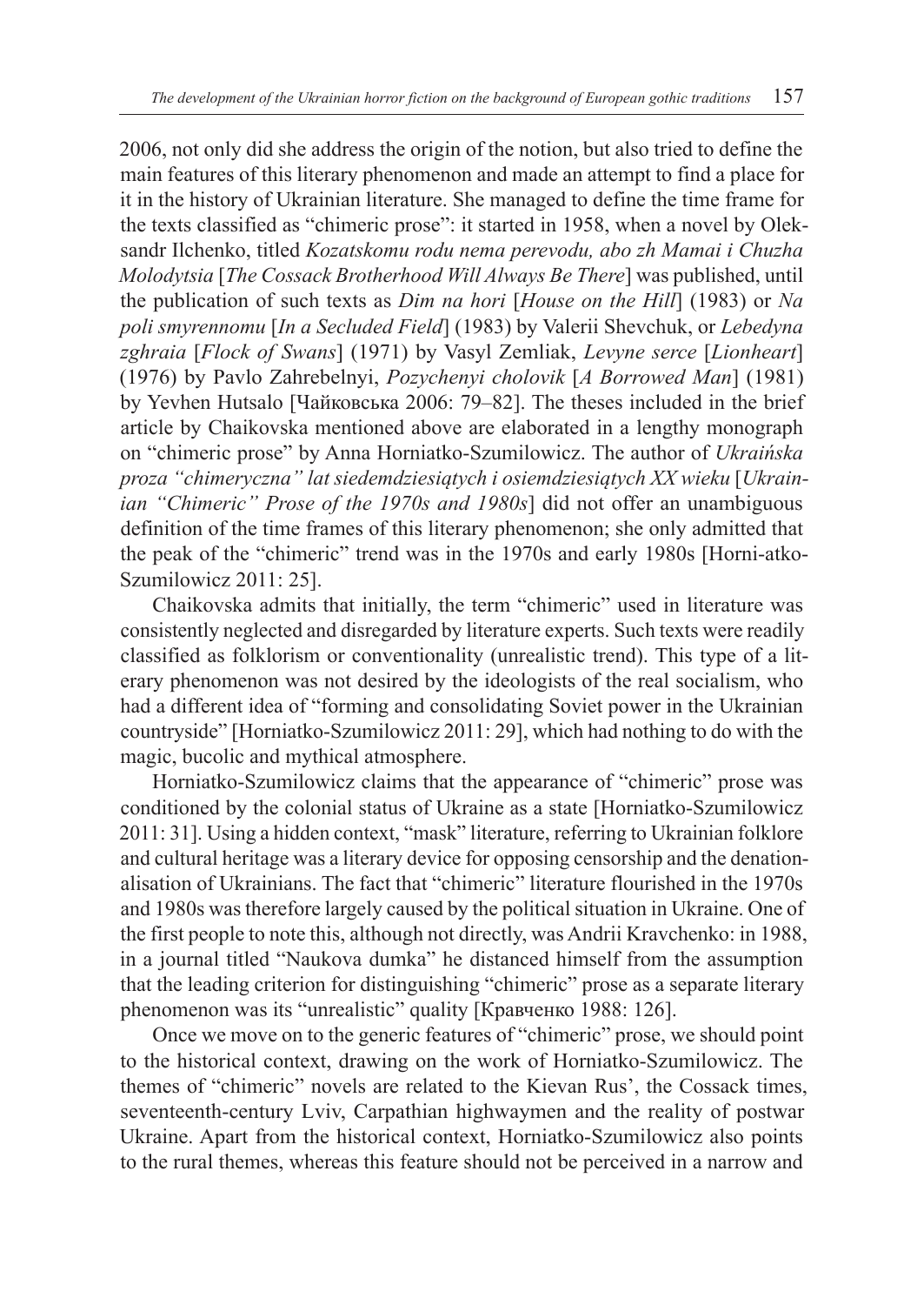2006, not only did she address the origin of the notion, but also tried to define the main features of this literary phenomenon and made an attempt to find a place for it in the history of Ukrainian literature. She managed to define the time frame for the texts classified as "chimeric prose": it started in 1958, when a novel by Oleksandr Ilchenko, titled *Kozatskomu rodu nema perevodu, abo zh Mamai i Chuzha Molodytsia* [*The Cossack Brotherhood Will Always Be There*] was published, until the publication of such texts as *Dim na hori* [*House on the Hill*] (1983) or *Na poli smyrennomu* [*In a Secluded Field*] (1983) by Valerii Shevchuk, or *Lebedyna zghraia* [*Flock of Swans*] (1971) by Vasyl Zemliak, *Levyne serce* [*Lionheart*] (1976) by Pavlo Zahrebelnyi, *Pozychenyi cholovik* [*A Borrowed Man*] (1981) by Yevhen Hutsalo [Чайковська 2006: 79–82]. The theses included in the brief article by Chaikovska mentioned above are elaborated in a lengthy monograph on "chimeric prose" by Anna Horniatko-Szumilowicz. The author of *Ukraińska proza "chimeryczna" lat siedemdziesiątych i osiemdziesiątych XX wieku* [*Ukrainian "Chimeric" Prose of the 1970s and 1980s*] did not offer an unambiguous definition of the time frames of this literary phenomenon; she only admitted that the peak of the "chimeric" trend was in the 1970s and early 1980s [Horni-atko-Szumilowicz 2011: 25].

Chaikovska admits that initially, the term "chimeric" used in literature was consistently neglected and disregarded by literature experts. Such texts were readily classified as folklorism or conventionality (unrealistic trend). This type of a literary phenomenon was not desired by the ideologists of the real socialism, who had a different idea of "forming and consolidating Soviet power in the Ukrainian countryside" [Horniatko-Szumilowicz 2011: 29], which had nothing to do with the magic, bucolic and mythical atmosphere.

Horniatko-Szumilowicz claims that the appearance of "chimeric" prose was conditioned by the colonial status of Ukraine as a state [Horniatko-Szumilowicz 2011: 31]. Using a hidden context, "mask" literature, referring to Ukrainian folklore and cultural heritage was a literary device for opposing censorship and the denationalisation of Ukrainians. The fact that "chimeric" literature flourished in the 1970s and 1980s was therefore largely caused by the political situation in Ukraine. One of the first people to note this, although not directly, was Andrii Kravchenko: in 1988, in a journal titled "Naukova dumka" he distanced himself from the assumption that the leading criterion for distinguishing "chimeric" prose as a separate literary phenomenon was its "unrealistic" quality [Кравченко 1988: 126].

Once we move on to the generic features of "chimeric" prose, we should point to the historical context, drawing on the work of Horniatko-Szumilowicz. The themes of "chimeric" novels are related to the Kievan Rus', the Cossack times, seventeenth-century Lviv, Carpathian highwaymen and the reality of postwar Ukraine. Apart from the historical context, Horniatko-Szumilowicz also points to the rural themes, whereas this feature should not be perceived in a narrow and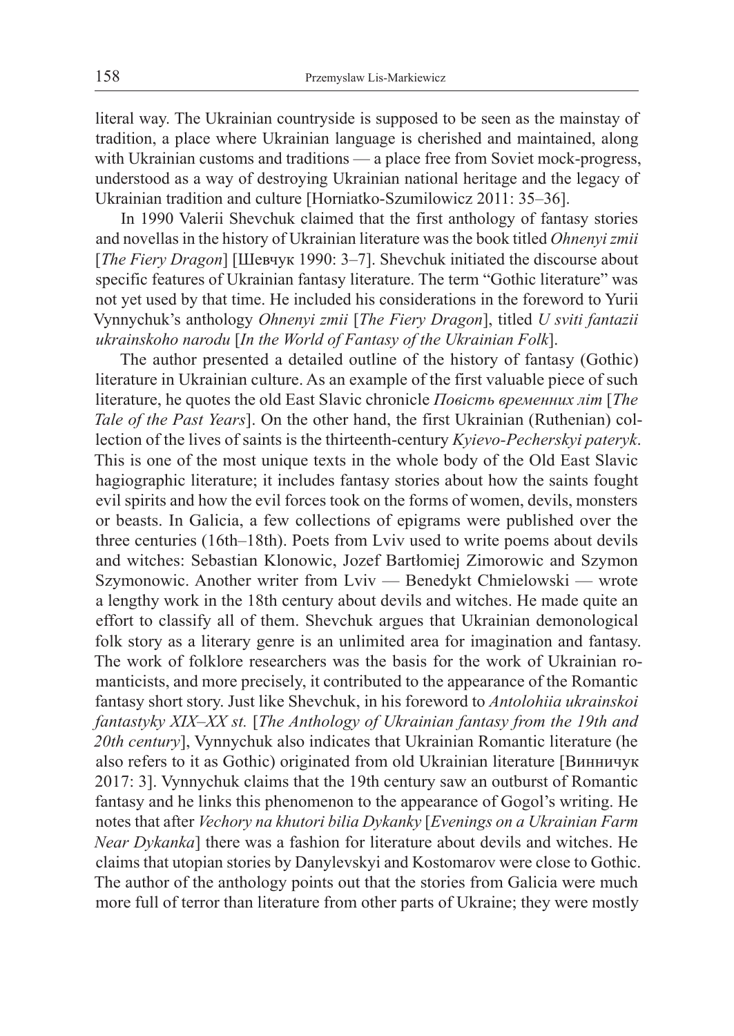literal way. The Ukrainian countryside is supposed to be seen as the mainstay of tradition, a place where Ukrainian language is cherished and maintained, along with Ukrainian customs and traditions — a place free from Soviet mock-progress, understood as a way of destroying Ukrainian national heritage and the legacy of Ukrainian tradition and culture [Horniatko-Szumilowicz 2011: 35–36].

In 1990 Valerii Shevchuk claimed that the first anthology of fantasy stories and novellas in the history of Ukrainian literature was the book titled *Ohnenyi zmii* [*The Fiery Dragon*] [Шевчук 1990: 3–7]. Shevchuk initiated the discourse about specific features of Ukrainian fantasy literature. The term "Gothic literature" was not yet used by that time. He included his considerations in the foreword to Yurii Vynnychuk's anthology *Ohnenyi zmii* [*The Fiery Dragon*], titled *U sviti fantazii ukrainskoho narodu* [*In the World of Fantasy of the Ukrainian Folk*].

The author presented a detailed outline of the history of fantasy (Gothic) literature in Ukrainian culture. As an example of the first valuable piece of such literature, he quotes the old East Slavic chronicle *Повість временних літ* [*The Tale of the Past Years*]. On the other hand, the first Ukrainian (Ruthenian) collection of the lives of saints is the thirteenth-century *Kyievo-Pecherskyi pateryk*. This is one of the most unique texts in the whole body of the Old East Slavic hagiographic literature; it includes fantasy stories about how the saints fought evil spirits and how the evil forces took on the forms of women, devils, monsters or beasts. In Galicia, a few collections of epigrams were published over the three centuries (16th–18th). Poets from Lviv used to write poems about devils and witches: Sebastian Klonowic, Jozef Bartłomiej Zimorowic and Szymon Szymonowic. Another writer from Lviv — Benedykt Chmielowski — wrote a lengthy work in the 18th century about devils and witches. He made quite an effort to classify all of them. Shevchuk argues that Ukrainian demonological folk story as a literary genre is an unlimited area for imagination and fantasy. The work of folklore researchers was the basis for the work of Ukrainian romanticists, and more precisely, it contributed to the appearance of the Romantic fantasy short story. Just like Shevchuk, in his foreword to *Antolohiia ukrainskoi fantastyky XIX–XX st.* [*The Anthology of Ukrainian fantasy from the 19th and 20th century*], Vynnychuk also indicates that Ukrainian Romantic literature (he also refers to it as Gothic) originated from old Ukrainian literature [Винничук 2017: 3]. Vynnychuk claims that the 19th century saw an outburst of Romantic fantasy and he links this phenomenon to the appearance of Gogol's writing. He notes that after *Vechory na khutori bilia Dykanky* [*Evenings on a Ukrainian Farm Near Dykanka*] there was a fashion for literature about devils and witches. He claims that utopian stories by Danylevskyi and Kostomarov were close to Gothic. The author of the anthology points out that the stories from Galicia were much more full of terror than literature from other parts of Ukraine; they were mostly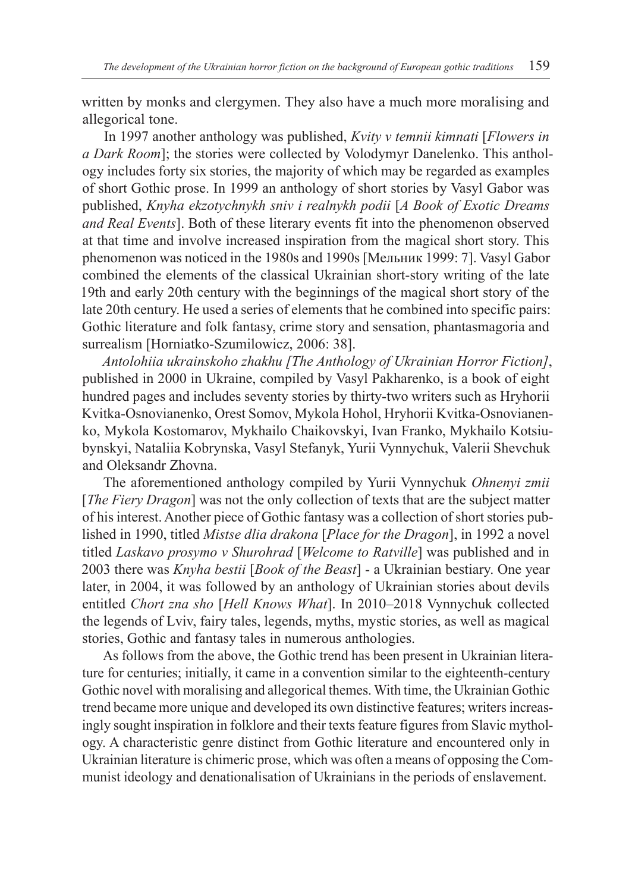written by monks and clergymen. They also have a much more moralising and allegorical tone.

In 1997 another anthology was published, *Kvity v temnii kimnati* [*Flowers in a Dark Room*]; the stories were collected by Volodymyr Danelenko. This anthology includes forty six stories, the majority of which may be regarded as examples of short Gothic prose. In 1999 an anthology of short stories by Vasyl Gabor was published, *Knyha ekzotychnykh sniv i realnykh podii* [*A Book of Exotic Dreams and Real Events*]. Both of these literary events fit into the phenomenon observed at that time and involve increased inspiration from the magical short story. This phenomenon was noticed in the 1980s and 1990s [Мельник 1999: 7]. Vasyl Gabor combined the elements of the classical Ukrainian short-story writing of the late 19th and early 20th century with the beginnings of the magical short story of the late 20th century. He used a series of elements that he combined into specific pairs: Gothic literature and folk fantasy, crime story and sensation, phantasmagoria and surrealism [Horniatko-Szumilowicz, 2006: 38].

*Antolohiia ukrainskoho zhakhu [The Anthology of Ukrainian Horror Fiction]*, published in 2000 in Ukraine, compiled by Vasyl Pakharenko, is a book of eight hundred pages and includes seventy stories by thirty-two writers such as Hryhorii Kvitka-Osnovianenko, Orest Somov, Mykola Hohol, Hryhorii Kvitka-Osnovianenko, Mykola Kostomarov, Mykhailo Chaikovskyi, Ivan Franko, Mykhailo Kotsiubynskyi, Nataliia Kobrynska, Vasyl Stefanyk, Yurii Vynnychuk, Valerii Shevchuk and Oleksandr Zhovna.

The aforementioned anthology compiled by Yurii Vynnychuk *Ohnenyi zmii* [*The Fiery Dragon*] was not the only collection of texts that are the subject matter of his interest. Another piece of Gothic fantasy was a collection of short stories published in 1990, titled *Mistse dlia drakona* [*Place for the Dragon*], in 1992 a novel titled *Laskavo prosymo v Shurohrad* [*Welcome to Ratville*] was published and in 2003 there was *Knyha bestii* [*Book of the Beast*] - a Ukrainian bestiary. One year later, in 2004, it was followed by an anthology of Ukrainian stories about devils entitled *Chort zna sho* [*Hell Knows What*]. In 2010–2018 Vynnychuk collected the legends of Lviv, fairy tales, legends, myths, mystic stories, as well as magical stories, Gothic and fantasy tales in numerous anthologies.

As follows from the above, the Gothic trend has been present in Ukrainian literature for centuries; initially, it came in a convention similar to the eighteenth-century Gothic novel with moralising and allegorical themes. With time, the Ukrainian Gothic trend became more unique and developed its own distinctive features; writers increasingly sought inspiration in folklore and their texts feature figures from Slavic mythology. A characteristic genre distinct from Gothic literature and encountered only in Ukrainian literature is chimeric prose, which was often a means of opposing the Communist ideology and denationalisation of Ukrainians in the periods of enslavement.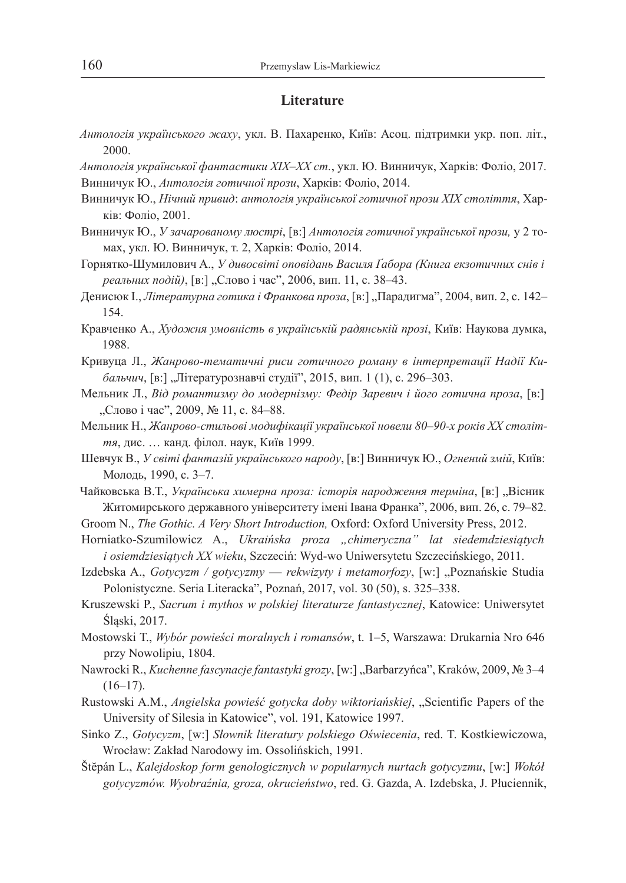## Literature

*Антологія українського жаху*, укл. В. Пахаренко, Київ: Асоц. підтримки укр. поп. літ., 2000.

*Антологія української фантастики XIX–XX ст.*, укл. Ю. Винничук, Харків: Фоліо, 2017.

Винничук Ю., *Антологія готичної прози*, Харків: Фоліо, 2014.

Винничук Ю., *Нічний привид*: *антологія української готичної прози XIX століття*, Харків: Фоліо, 2001.

Винничук Ю., *У зачарованому люстрі*, [в:] *Антологія готичної української прози,* у 2 томах, укл. Ю. Винничук, т. 2, Харків: Фоліо, 2014.

Горнятко-Шумилович А., *У дивосвіті оповідань Василя Ґабора (Книга екзотичних снів і реальних подій)*, [в:] „Слово і час", 2006, вип. 11, с. 38–43.

Денисюк І., *Літературна готика і Франкова проза*, [в:] „Парадигма", 2004, вип. 2, с. 142–154.

Кравченко А., *Художня умовність в українській радянській прозі*, Київ: Наукова думка, 1988.

Кривуца Л., *Жанрово-тематичні риси готичного роману в інтерпретації Надії Кибальчич*, [в:] „Літературознавчі студії", 2015, вип. 1 (1), с. 296–303.

Мельник Л., *Від романтизму до модернізму: Федір Заревич і його готична проза*, [в:] „Слово і час", 2009, № 11, с. 84–88.

Мельник Н., *Жанрово-стильові модифікації української новели 80–90-х років XX століття*, дис. … канд. філол. наук, Київ 1999.

Шевчук В., *У світі фантазій українського народу*, [в:] Винничук Ю., *Огнений змій*, Київ: Молодь, 1990, с. 3–7.

Чайковська В.Т., *Українська химерна проза: історія народження терміна*, [в:] „Вісник Житомирського державного університету імені Івана Франка", 2006, вип. 26, с. 79–82.

Groom N., *The Gothic. A Very Short Introduction,* Oxford: Oxford University Press, 2012.

Horniatko-Szumilowicz A., *Ukraińska proza „chimeryczna" lat siedemdziesiątych i osiemdziesiątych XX wieku*, Szczecin: Wyd-wo Uniwersytetu Szczecińskiego, 2011.

Izdebska A., *Gotycyzm / gotycyzmy — rekwizyty i metamorfozy*, [w:] „Poznańskie Studia Polonistyczne. Seria Literacka", Poznań, 2017, vol. 30 (50), s. 325–338.

Kruszewski P., *Sacrum i mythos w polskiej literaturze fantastycznej*, Katowice: Uniwersytet Śląski, 2017.

Mostowski T., *Wybór powieści moralnych i romansów*, t. 1–5, Warszawa: Drukarnia Nro 646 przy Nowolipiu, 1804.

Nawrocki R., *Kuchenne fascynacje fantastyki grozy*, [w:] „Barbarzyńca", Kraków, 2009, № 3–4 (16–17).

Rustowski A.M., *Angielska powieść gotycka doby wiktoriańskiej*, „Scientific Papers of the University of Silesia in Katowice", vol. 191, Katowice 1997.

Sinko Z., *Gotycyzm*, [w:] *Słownik literatury polskiego Oświecenia*, red. T. Kostkiewiczowa, Wrocław: Zakład Narodowy im. Ossolińskich, 1991.

Štěpán L., *Kalejdoskop form genologicznych w popularnych nurtach gotycyzmu*, [w:] *Wokół gotycyzmów. Wyobraźnia, groza, okrucieństwo*, red. G. Gazda, A. Izdebska, J. Płuciennik,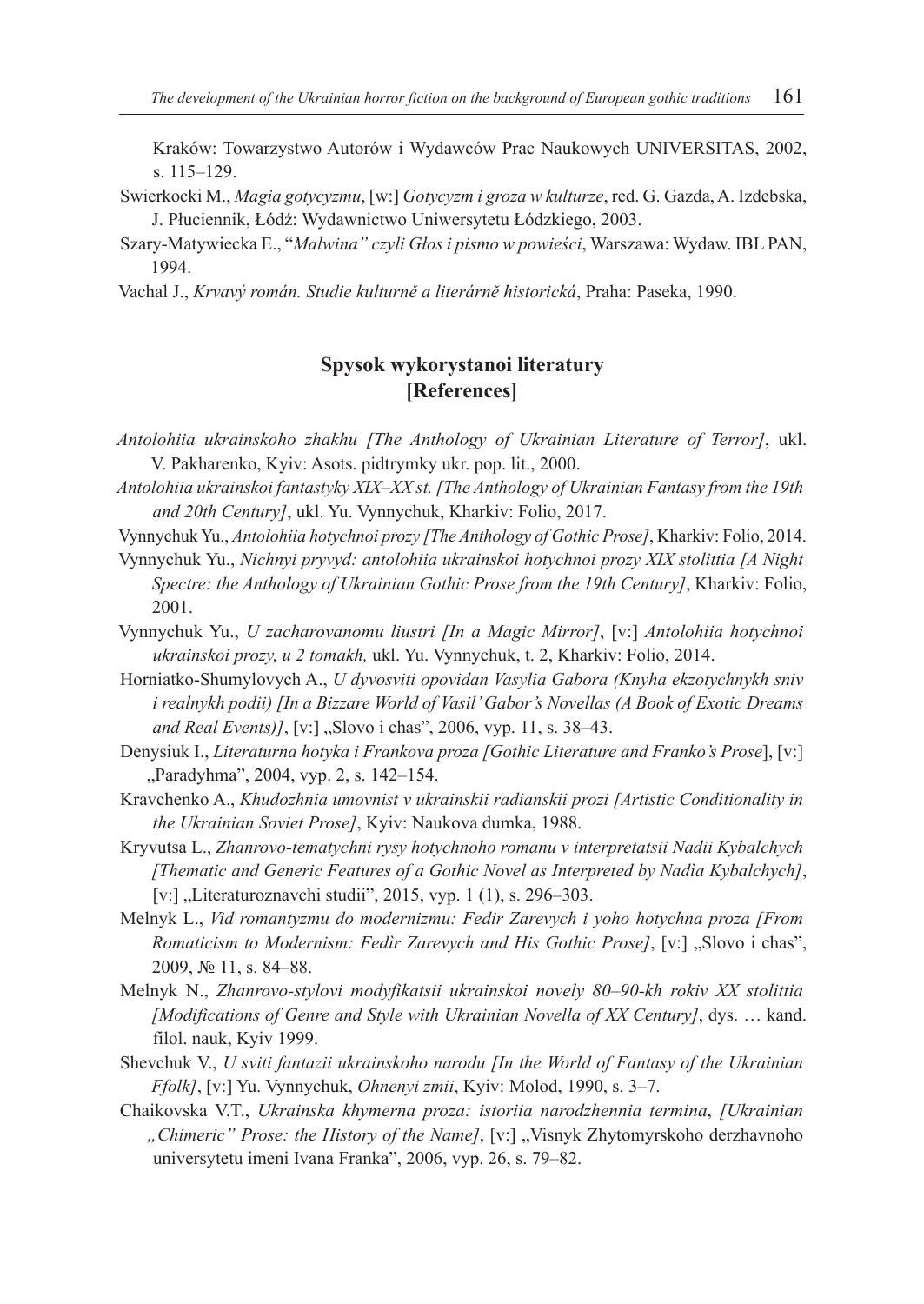Kraków: Towarzystwo Autorów i Wydawców Prac Naukowych UNIVERSITAS, 2002, s. 115–129.

Swierkocki M., *Magia gotycyzmu*, [w:] *Gotycyzm i groza w kulturze*, red. G. Gazda, A. Izdebska, J. Płuciennik, Łódź: Wydawnictwo Uniwersytetu Łódzkiego, 2003.

Szary-Matywiecka E., "*Malwina" czyli Głos i pismo w powieści*, Warszawa: Wydaw. IBL PAN, 1994.

Vachal J., *Krvavý román. Studie kulturně a literárně historická*, Praha: Paseka, 1990.

## Spysok wykorystanoi literatury [References]

*Antolohiia ukrainskoho zhakhu [The Anthology of Ukrainian Literature of Terror]*, ukl. V. Pakharenko, Kyiv: Asots. pidtrymky ukr. pop. lit., 2000.

*Antolohiia ukrainskoi fantastyky XIX–XX st. [The Anthology of Ukrainian Fantasy from the 19th and 20th Century]*, ukl. Yu. Vynnychuk, Kharkiv: Folio, 2017.

Vynnychuk Yu., *Antolohiia hotychnoi prozy [The Anthology of Gothic Prose]*, Kharkiv: Folio, 2014.

Vynnychuk Yu., *Nichnyi pryvyd: antolohiia ukrainskoi hotychnoi prozy XIX stolittia [A Night Spectre: the Anthology of Ukrainian Gothic Prose from the 19th Century]*, Kharkiv: Folio, 2001.

Vynnychuk Yu., *U zacharovanomu liustri [In a Magic Mirror]*, [v:] *Antolohiia hotychnoi ukrainskoi prozy, u 2 tomakh,* ukl. Yu. Vynnychuk, t. 2, Kharkiv: Folio, 2014.

Horniatko-Shumylovych A., *U dyvosviti opovidan Vasylia Gabora (Knyha ekzotychnykh sniv i realnykh podii) [In a Bizzare World of Vasil' Gabor's Novellas (A Book of Exotic Dreams and Real Events)]*, [v:] „Slovo i chas", 2006, vyp. 11, s. 38–43.

Denysiuk I., *Literaturna hotyka i Frankova proza [Gothic Literature and Franko's Prose*], [v:] „Paradyhma", 2004, vyp. 2, s. 142–154.

Kravchenko A., *Khudozhnia umovnist v ukrainskii radianskii prozi [Artistic Conditionality in the Ukrainian Soviet Prose]*, Kyiv: Naukova dumka, 1988.

Kryvutsa L., *Zhanrovo-tematychni rysy hotychnoho romanu v interpretatsii Nadii Kybalchych [Thematic and Generic Features of a Gothic Novel as Interpreted by Nadia Kybalchych]*, [v:] „Literaturoznavchi studii", 2015, vyp. 1 (1), s. 296–303.

Melnyk L., *Vid romantyzmu do modernizmu: Fedir Zarevych i yoho hotychna proza [From Romaticism to Modernism: Fedìr Zarevych and His Gothic Prose]*, [v:] „Slovo i chas", 2009, № 11, s. 84–88.

Melnyk N., *Zhanrovo-stylovi modyfikatsii ukrainskoi novely 80–90-kh rokiv XX stolittia [Modifications of Genre and Style with Ukrainian Novella of XX Century]*, dys. … kand. filol. nauk, Kyiv 1999.

Shevchuk V., *U sviti fantazii ukrainskoho narodu [In the World of Fantasy of the Ukrainian Ffolk]*, [v:] Yu. Vynnychuk, *Ohnenyi zmii*, Kyiv: Molod, 1990, s. 3–7.

Chaikovska V.T., *Ukrainska khymerna proza: istoriia narodzhennia termina*, *[Ukrainian „Chimeric" Prose: the History of the Name]*, [v:] „Visnyk Zhytomyrskoho derzhavnoho universytetu imeni Ivana Franka", 2006, vyp. 26, s. 79–82.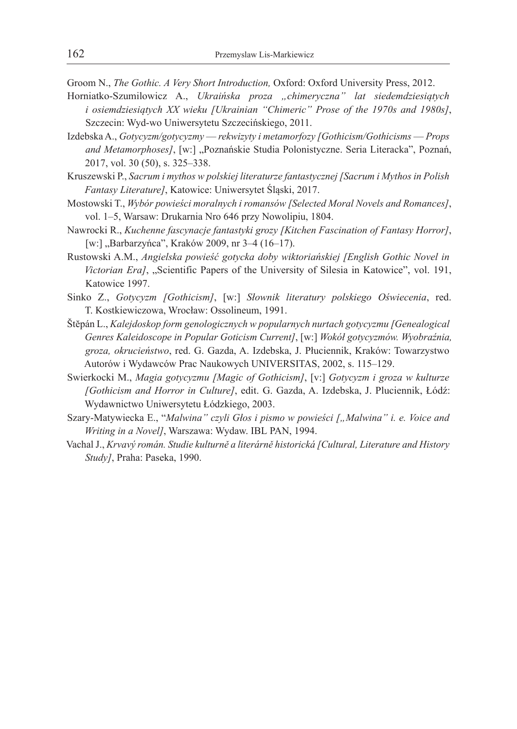Groom N., *The Gothic. A Very Short Introduction,* Oxford: Oxford University Press, 2012.

Horniatko-Szumilowicz A., *Ukraińska proza „chimeryczna" lat siedemdziesiątych i osiemdziesiątych XX wieku [Ukrainian "Chimeric" Prose of the 1970s and 1980s]*, Szczecin: Wyd-wo Uniwersytetu Szczecińskiego, 2011.

Izdebska A., *Gotycyzm/gotycyzmy — rekwizyty i metamorfozy [Gothicism/Gothicisms — Props and Metamorphoses]*, [w:] „Poznańskie Studia Polonistyczne. Seria Literacka", Poznań, 2017, vol. 30 (50), s. 325–338.

Kruszewski P., *Sacrum i mythos w polskiej literaturze fantastycznej [Sacrum i Mythos in Polish Fantasy Literature]*, Katowice: Uniwersytet Śląski, 2017.

Mostowski T., *Wybór powieści moralnych i romansów [Selected Moral Novels and Romances]*, vol. 1–5, Warsaw: Drukarnia Nro 646 przy Nowolipiu, 1804.

Nawrocki R., *Kuchenne fascynacje fantastyki grozy [Kitchen Fascination of Fantasy Horror]*, [w:] „Barbarzyńca", Kraków 2009, nr 3–4 (16–17).

Rustowski A.M., *Angielska powieść gotycka doby wiktoriańskiej [English Gothic Novel in Victorian Era]*, „Scientific Papers of the University of Silesia in Katowice", vol. 191, Katowice 1997.

Sinko Z., *Gotycyzm [Gothicism]*, [w:] *Słownik literatury polskiego Oświecenia*, red. T. Kostkiewiczowa, Wrocław: Ossolineum, 1991.

Štěpán L., *Kalejdoskop form genologicznych w popularnych nurtach gotycyzmu [Genealogical Genres Kaleidoscope in Popular Goticism Current]*, [w:] *Wokół gotycyzmów. Wyobraźnia, groza, okrucieństwo*, red. G. Gazda, A. Izdebska, J. Płuciennik, Kraków: Towarzystwo Autorów i Wydawców Prac Naukowych UNIVERSITAS, 2002, s. 115–129.

Swierkocki M., *Magia gotycyzmu [Magic of Gothicism]*, [v:] *Gotycyzm i groza w kulturze [Gothicism and Horror in Culture]*, edit. G. Gazda, A. Izdebska, J. Pluciennik, Łódź: Wydawnictwo Uniwersytetu Łódzkiego, 2003.

Szary-Matywiecka E., "*Malwina" czyli Głos i pismo w powieści [„Malwina" i. e. Voice and Writing in a Novel]*, Warszawa: Wydaw. IBL PAN, 1994.

Vachal J., *Krvavý román. Studie kulturně a literárně historická [Cultural, Literature and History Study]*, Praha: Paseka, 1990.